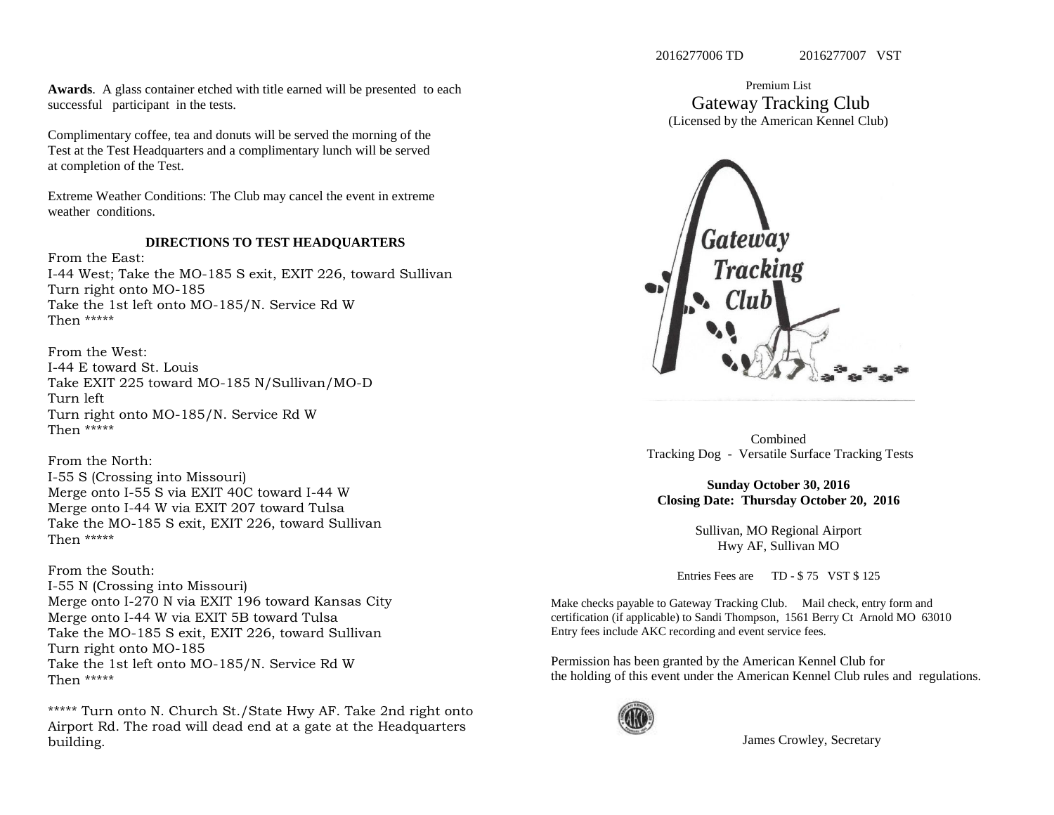**Awards**. A glass container etched with title earned will be presented to each successful participant in the tests.

Complimentary coffee, tea and donuts will be served the morning of the Test at the Test Headquarters and a complimentary lunch will be served at completion of the Test.

Extreme Weather Conditions: The Club may cancel the event in extreme weather conditions.

## DIRECTIONS TO TEST HEADQUARTERS

From the East:
I-44 West; Take the MO-185 S exit, EXIT 226, toward Sullivan
Turn right onto MO-185
Take the 1st left onto MO-185/N. Service Rd W
Then *****

From the West:
I-44 E toward St. Louis
Take EXIT 225 toward MO-185 N/Sullivan/MO-D
Turn left
Turn right onto MO-185/N. Service Rd W
Then *****

From the North:
I-55 S (Crossing into Missouri)
Merge onto I-55 S via EXIT 40C toward I-44 W
Merge onto I-44 W via EXIT 207 toward Tulsa
Take the MO-185 S exit, EXIT 226, toward Sullivan
Then *****

From the South:
I-55 N (Crossing into Missouri)
Merge onto I-270 N via EXIT 196 toward Kansas City
Merge onto I-44 W via EXIT 5B toward Tulsa
Take the MO-185 S exit, EXIT 226, toward Sullivan
Turn right onto MO-185
Take the 1st left onto MO-185/N. Service Rd W
Then *****

***** Turn onto N. Church St./State Hwy AF. Take 2nd right onto Airport Rd. The road will dead end at a gate at the Headquarters building.

2016277006 TD 2016277007 VST

Premium List

# Gateway Tracking Club

(Licensed by the American Kennel Club)

Combined
Tracking Dog - Versatile Surface Tracking Tests

**Sunday October 30, 2016**
**Closing Date: Thursday October 20, 2016**

Sullivan, MO Regional Airport
Hwy AF, Sullivan MO

Entries Fees are TD - $ 75 VST $ 125

Make checks payable to Gateway Tracking Club. Mail check, entry form and certification (if applicable) to Sandi Thompson, 1561 Berry Ct Arnold MO 63010
Entry fees include AKC recording and event service fees.

Permission has been granted by the American Kennel Club for the holding of this event under the American Kennel Club rules and regulations.

James Crowley, Secretary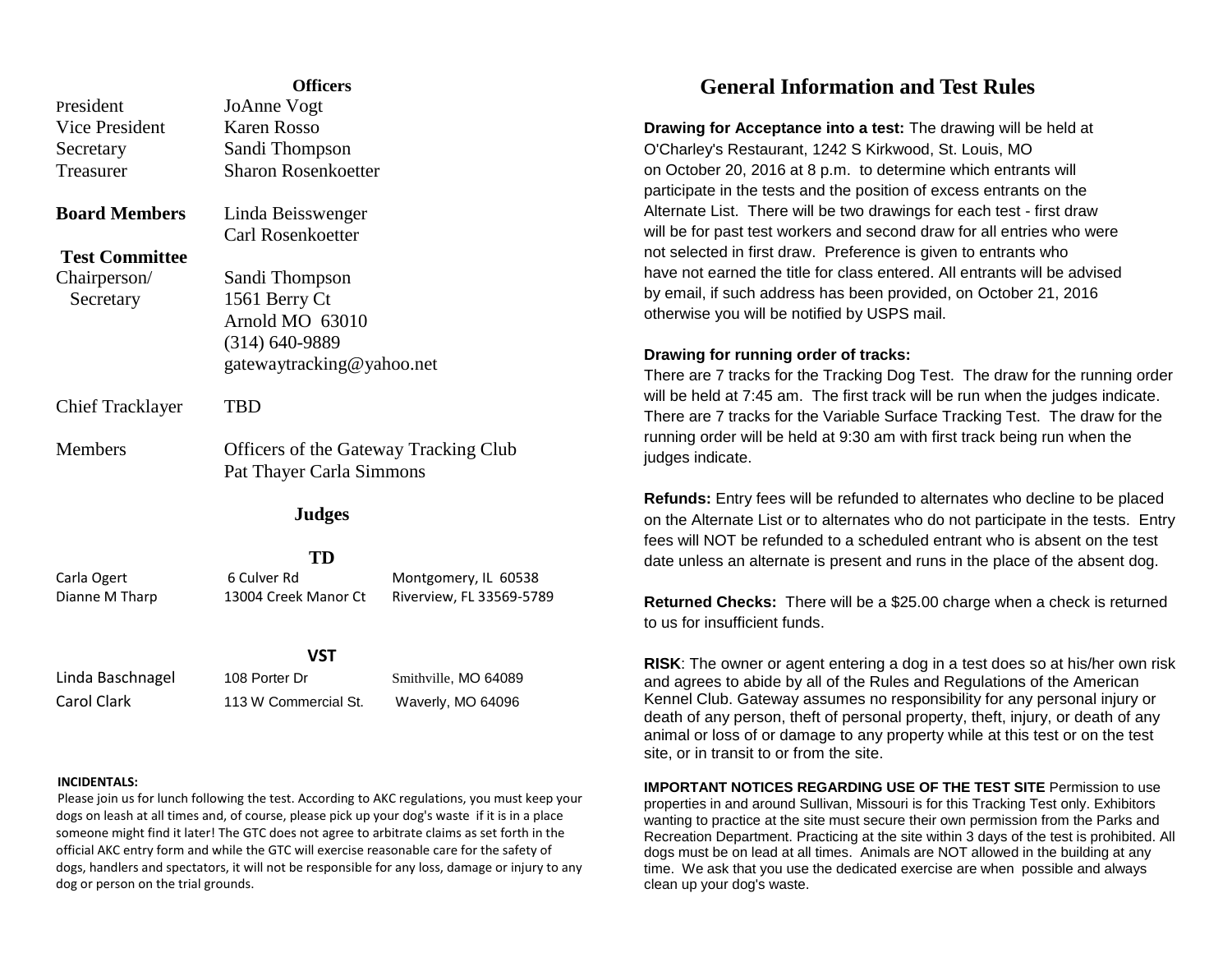## Officers

| | |
|---|---|
| President | JoAnne Vogt |
| Vice President | Karen Rosso |
| Secretary | Sandi Thompson |
| Treasurer | Sharon Rosenkoetter |

**Board Members** Linda Beisswenger
Carl Rosenkoetter

**Test Committee**

Chairperson/ Secretary — Sandi Thompson
1561 Berry Ct
Arnold MO 63010
(314) 640-9889
gatewaytracking@yahoo.net

Chief Tracklayer — TBD

Members — Officers of the Gateway Tracking Club
Pat Thayer Carla Simmons

## Judges

### TD

| | | |
|---|---|---|
| Carla Ogert | 6 Culver Rd | Montgomery, IL 60538 |
| Dianne M Tharp | 13004 Creek Manor Ct | Riverview, FL 33569-5789 |

### VST

| | | |
|---|---|---|
| Linda Baschnagel | 108 Porter Dr | Smithville, MO 64089 |
| Carol Clark | 113 W Commercial St. | Waverly, MO 64096 |

**INCIDENTALS:**
Please join us for lunch following the test. According to AKC regulations, you must keep your dogs on leash at all times and, of course, please pick up your dog's waste if it is in a place someone might find it later! The GTC does not agree to arbitrate claims as set forth in the official AKC entry form and while the GTC will exercise reasonable care for the safety of dogs, handlers and spectators, it will not be responsible for any loss, damage or injury to any dog or person on the trial grounds.

# General Information and Test Rules

**Drawing for Acceptance into a test:** The drawing will be held at O'Charley's Restaurant, 1242 S Kirkwood, St. Louis, MO on October 20, 2016 at 8 p.m. to determine which entrants will participate in the tests and the position of excess entrants on the Alternate List. There will be two drawings for each test - first draw will be for past test workers and second draw for all entries who were not selected in first draw. Preference is given to entrants who have not earned the title for class entered. All entrants will be advised by email, if such address has been provided, on October 21, 2016 otherwise you will be notified by USPS mail.

**Drawing for running order of tracks:**
There are 7 tracks for the Tracking Dog Test. The draw for the running order will be held at 7:45 am. The first track will be run when the judges indicate. There are 7 tracks for the Variable Surface Tracking Test. The draw for the running order will be held at 9:30 am with first track being run when the judges indicate.

**Refunds:** Entry fees will be refunded to alternates who decline to be placed on the Alternate List or to alternates who do not participate in the tests. Entry fees will NOT be refunded to a scheduled entrant who is absent on the test date unless an alternate is present and runs in the place of the absent dog.

**Returned Checks:** There will be a $25.00 charge when a check is returned to us for insufficient funds.

**RISK**: The owner or agent entering a dog in a test does so at his/her own risk and agrees to abide by all of the Rules and Regulations of the American Kennel Club. Gateway assumes no responsibility for any personal injury or death of any person, theft of personal property, theft, injury, or death of any animal or loss of or damage to any property while at this test or on the test site, or in transit to or from the site.

**IMPORTANT NOTICES REGARDING USE OF THE TEST SITE** Permission to use properties in and around Sullivan, Missouri is for this Tracking Test only. Exhibitors wanting to practice at the site must secure their own permission from the Parks and Recreation Department. Practicing at the site within 3 days of the test is prohibited. All dogs must be on lead at all times. Animals are NOT allowed in the building at any time. We ask that you use the dedicated exercise are when possible and always clean up your dog's waste.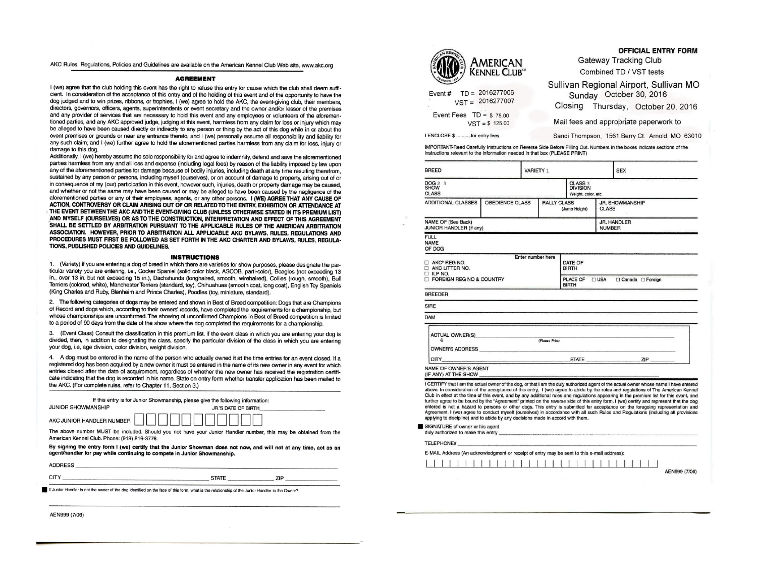AKC Rules, Regulations, Policies and Guidelines are available on the American Kennel Club Web site, www.akc.org

## AGREEMENT

I (we) agree that the club holding this event has the right to refuse this entry for cause which the club shall deem sufficient. In consideration of the acceptance of this entry and of the holding of this event and of the opportunity to have the dog judged and to win prizes, ribbons, or trophies, I (we) agree to hold the AKC, the event-giving club, their members, directors, governors, officers, agents, superintendents or event secretary and the owner and/or lessor of the premises and any provider of services that are necessary to hold this event and any employees or volunteers of the aforementioned parties, and any AKC approved judge, judging at this event, harmless from any claim for loss or injury which may be alleged to have been caused directly or indirectly to any person or thing by the act of this dog while in or about the event premises or grounds or near any entrance thereto, and I (we) personally assume all responsibility and liability for any such claim; and I (we) further agree to hold the aforementioned parties harmless from any claim for loss, injury or damage to this dog.

Additionally, I (we) hereby assume the sole responsibility for and agree to indemnify, defend and save the aforementioned parties harmless from any and all loss and expense (including legal fees) by reason of the liability imposed by law upon any of the aforementioned parties for damage because of bodily injuries, including death at any time resulting therefrom, sustained by any person or persons, including myself (ourselves), or on account of damage to property, arising out of or in consequence of my (our) participation in this event, however such, injuries, death or property damage may be caused, and whether or not the same may have been caused or may be alleged to have been caused by the negligence of the aforementioned parties or any of their employees, agents, or any other persons. **I (WE) AGREE THAT ANY CAUSE OF ACTION, CONTROVERSY OR CLAIM ARISING OUT OF OR RELATED TO THE ENTRY, EXHIBITION OR ATTENDANCE AT THE EVENT BETWEEN THE AKC AND THE EVENT-GIVING CLUB (UNLESS OTHERWISE STATED IN ITS PREMIUM LIST) AND MYSELF (OURSELVES) OR AS TO THE CONSTRUCTION, INTERPRETATION AND EFFECT OF THIS AGREEMENT SHALL BE SETTLED BY ARBITRATION PURSUANT TO THE APPLICABLE RULES OF THE AMERICAN ARBITRATION ASSOCIATION. HOWEVER, PRIOR TO ARBITRATION ALL APPLICABLE AKC BYLAWS, RULES, REGULATIONS AND PROCEDURES MUST FIRST BE FOLLOWED AS SET FORTH IN THE AKC CHARTER AND BYLAWS, RULES, REGULATIONS, PUBLISHED POLICIES AND GUIDELINES.**

## INSTRUCTIONS

1. (Variety) If you are entering a dog of breed in which there are varieties for show purposes, please designate the particular variety you are entering, i.e., Cocker Spaniel (solid color black, ASCOB, parti-color), Beagles (not exceeding 13 in., over 13 in. but not exceeding 15 in.), Dachshunds (longhaired, smooth, wirehaired), Collies (rough, smooth), Bull Terriers (colored, white), Manchester Terriers (standard, toy), Chihuahuas (smooth coat, long coat), English Toy Spaniels (King Charles and Ruby, Blenheim and Prince Charles), Poodles (toy, miniature, standard).

2. The following categories of dogs may be entered and shown in Best of Breed competition: Dogs that are Champions of Record and dogs which, according to their owners' records, have completed the requirements for a championship, but whose championships are unconfirmed. The showing of unconfirmed Champions in Best of Breed competition is limited to a period of 90 days from the date of the show where the dog completed the requirements for a championship.

3. (Event Class) Consult the classification in this premium list. If the event class in which you are entering your dog is divided, then, in addition to designating the class, specify the particular division of the class in which you are entering your dog, i.e, age division, color division, weight division.

4. A dog must be entered in the name of the person who actually owned it at the time entries for an event closed. If a registered dog has been acquired by a new owner it must be entered in the name of its new owner in any event for which entries closed after the date of acquirement, regardless of whether the new owner has received the registration certificate indicating that the dog is recorded in his name. State on entry form whether transfer application has been mailed to the AKC. (For complete rules, refer to Chapter 11, Section 3.)

If this entry is for Junior Showmanship, please give the following information:

JUNIOR SHOWMANSHIP JR.'S DATE OF BIRTH \_\_\_\_\_\_\_\_\_\_

AKC JUNIOR HANDLER NUMBER ☐☐☐☐☐☐☐☐☐☐☐

The above number MUST be included. Should you not have your Junior Handler number, this may be obtained from the American Kennel Club. Phone: (919) 816-3776.

**By signing the entry form I (we) certify that the Junior Showman does not now, and will not at any time, act as an agent/handler for pay while continuing to compete in Junior Showmanship.**

ADDRESS \_\_\_\_\_\_\_\_\_\_

CITY \_\_\_\_\_\_\_\_\_\_ STATE \_\_\_\_\_\_\_\_\_\_ ZIP \_\_\_\_\_\_\_\_\_\_

If Junior Handler is not the owner of the dog identified on the face of this form, what is the relationship of the Junior Handler to the Owner?

AEN999 (7/06)

---

AMERICAN KENNEL CLUB

# OFFICIAL ENTRY FORM

Gateway Tracking Club

Combined TD / VST tests

Sullivan Regional Airport, Sullivan MO

Sunday October 30, 2016

Closing Thursday, October 20, 2016

Event # TD = 2016277006
VST = 2016277007

Event Fees TD = $ 75.00
VST = $ 125.00

Mail fees and appropriate paperwork to

I ENCLOSE $ ..........for entry fees

Sandi Thompson, 1561 Berry Ct. Arnold, MO 63010

IMPORTANT-Read Carefully Instructions on Reverse Side Before Filling Out. Numbers in the boxes indicate sections of the instructions relevant to the information needed in that box (PLEASE PRINT)

| | | | |
|---|---|---|---|
| BREED | VARIETY 1 | | SEX |
| DOG 2 3 SHOW CLASS | | CLASS 3 DIVISION Weight, color, etc. | |
| ADDITIONAL CLASSES | OBEDIENCE CLASS | RALLY CLASS (Jump Height) | JR. SHOWMANSHIP CLASS |
| NAME OF (See Back) JUNIOR HANDLER (if any) | | | JR. HANDLER NUMBER |
| FULL NAME OF DOG | | | |
| ☐ AKC® REG NO. ☐ AKC LITTER NO. ☐ ILP NO. ☐ FOREIGN REG NO & COUNTRY | Enter number here | DATE OF BIRTH | |
| | | PLACE OF BIRTH | ☐ USA ☐ Canada ☐ Foreign |
| BREEDER | | | |
| SIRE | | | |
| DAM | | | |

ACTUAL OWNER(S) 4 \_\_\_\_\_\_\_\_\_\_ (Please Print)

OWNER'S ADDRESS \_\_\_\_\_\_\_\_\_\_

CITY \_\_\_\_\_\_\_\_\_\_ STATE \_\_\_\_\_\_\_\_\_\_ ZIP \_\_\_\_\_\_\_\_\_\_

NAME OF OWNER'S AGENT (IF ANY) AT THE SHOW \_\_\_\_\_\_\_\_\_\_

I CERTIFY that I am the actual owner of the dog, or that I am the duly authorized agent of the actual owner whose name I have entered above. In consideration of the acceptance of this entry, I (we) agree to abide by the rules and regulations of The American Kennel Club in effect at the time of this event, and by any additional rules and regulations appearing in the premium list for this event, and further agree to be bound by the "Agreement" printed on the reverse side of this entry form. I (we) certify and represent that the dog entered is not a hazard to persons or other dogs. This entry is submitted for acceptance on the foregoing representation and Agreement. I (we) agree to conduct myself (ourselves) in accordance with all such Rules and Regulations (including all provisions applying to discipline) and to abide by any decisions made in accord with them.

SIGNATURE of owner or his agent duly authorized to make this entry \_\_\_\_\_\_\_\_\_\_

TELEPHONE# \_\_\_\_\_\_\_\_\_\_

E-MAIL Address (An acknowledgment or receipt of entry may be sent to this e-mail address):

AEN999 (7/06)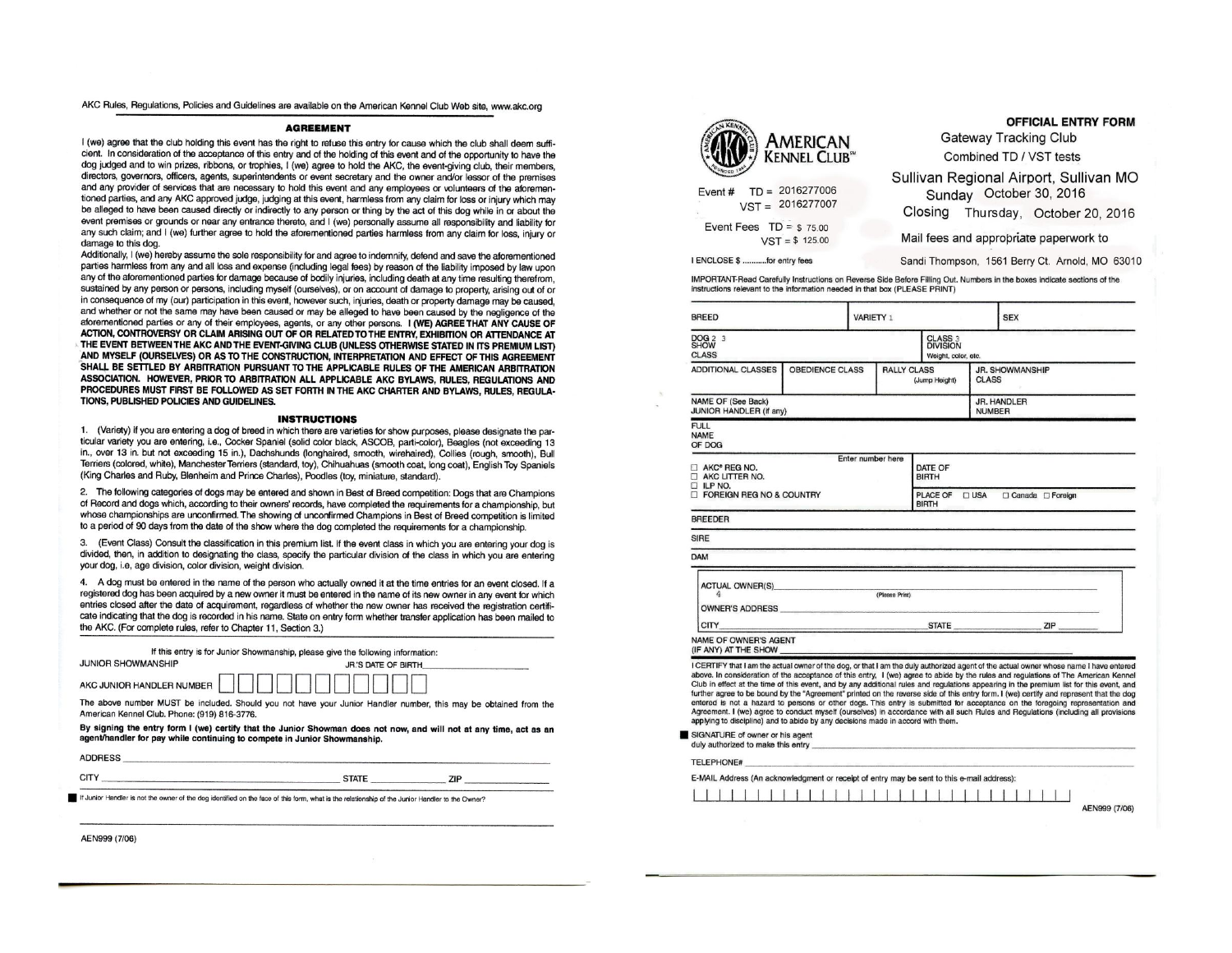AKC Rules, Regulations, Policies and Guidelines are available on the American Kennel Club Web site, www.akc.org

## AGREEMENT

I (we) agree that the club holding this event has the right to refuse this entry for cause which the club shall deem sufficient. In consideration of the acceptance of this entry and of the holding of this event and of the opportunity to have the dog judged and to win prizes, ribbons, or trophies, I (we) agree to hold the AKC, the event-giving club, their members, directors, governors, officers, agents, superintendents or event secretary and the owner and/or lessor of the premises and any provider of services that are necessary to hold this event and any employees or volunteers of the aforementioned parties, and any AKC approved judge, judging at this event, harmless from any claim for loss or injury which may be alleged to have been caused directly or indirectly to any person or thing by the act of this dog while in or about the event premises or grounds or near any entrance thereto, and I (we) personally assume all responsibility and liability for any such claim; and I (we) further agree to hold the aforementioned parties harmless from any claim for loss, injury or damage to this dog.

Additionally, I (we) hereby assume the sole responsibility for and agree to indemnify, defend and save the aforementioned parties harmless from any and all loss and expense (including legal fees) by reason of the liability imposed by law upon any of the aforementioned parties for damage because of bodily injuries, including death at any time resulting therefrom, sustained by any person or persons, including myself (ourselves), or on account of damage to property, arising out of or in consequence of my (our) participation in this event, however such, injuries, death or property damage may be caused, and whether or not the same may have been caused or may be alleged to have been caused by the negligence of the aforementioned parties or any of their employees, agents, or any other persons. **I (WE) AGREE THAT ANY CAUSE OF ACTION, CONTROVERSY OR CLAIM ARISING OUT OF OR RELATED TO THE ENTRY, EXHIBITION OR ATTENDANCE AT THE EVENT BETWEEN THE AKC AND THE EVENT-GIVING CLUB (UNLESS OTHERWISE STATED IN ITS PREMIUM LIST) AND MYSELF (OURSELVES) OR AS TO THE CONSTRUCTION, INTERPRETATION AND EFFECT OF THIS AGREEMENT SHALL BE SETTLED BY ARBITRATION PURSUANT TO THE APPLICABLE RULES OF THE AMERICAN ARBITRATION ASSOCIATION. HOWEVER, PRIOR TO ARBITRATION ALL APPLICABLE AKC BYLAWS, RULES, REGULATIONS AND PROCEDURES MUST FIRST BE FOLLOWED AS SET FORTH IN THE AKC CHARTER AND BYLAWS, RULES, REGULATIONS, PUBLISHED POLICIES AND GUIDELINES.**

## INSTRUCTIONS

1. (Variety) If you are entering a dog of breed in which there are varieties for show purposes, please designate the particular variety you are entering, i.e., Cocker Spaniel (solid color black, ASCOB, parti-color), Beagles (not exceeding 13 in., over 13 in. but not exceeding 15 in.), Dachshunds (longhaired, smooth, wirehaired), Collies (rough, smooth), Bull Terriers (colored, white), Manchester Terriers (standard, toy), Chihuahuas (smooth coat, long coat), English Toy Spaniels (King Charles and Ruby, Blenheim and Prince Charles), Poodles (toy, miniature, standard).

2. The following categories of dogs may be entered and shown in Best of Breed competition: Dogs that are Champions of Record and dogs which, according to their owners' records, have completed the requirements for a championship, but whose championships are unconfirmed. The showing of unconfirmed Champions in Best of Breed competition is limited to a period of 90 days from the date of the show where the dog completed the requirements for a championship.

3. (Event Class) Consult the classification in this premium list. If the event class in which you are entering your dog is divided, then, in addition to designating the class, specify the particular division of the class in which you are entering your dog, i.e, age division, color division, weight division.

4. A dog must be entered in the name of the person who actually owned it at the time entries for an event closed. If a registered dog has been acquired by a new owner it must be entered in the name of its new owner in any event for which entries closed after the date of acquirement, regardless of whether the new owner has received the registration certificate indicating that the dog is recorded in his name. State on entry form whether transfer application has been mailed to the AKC. (For complete rules, refer to Chapter 11, Section 3.)

If this entry is for Junior Showmanship, please give the following information:

JUNIOR SHOWMANSHIP JR'S DATE OF BIRTH ____________

AKC JUNIOR HANDLER NUMBER ☐☐☐☐☐☐☐☐☐☐☐

The above number MUST be included. Should you not have your Junior Handler number, this may be obtained from the American Kennel Club. Phone: (919) 816-3776.

**By signing the entry form I (we) certify that the Junior Showman does not now, and will not at any time, act as an agent/handler for pay while continuing to compete in Junior Showmanship.**

ADDRESS ____________

CITY ____________ STATE ____________ ZIP ____________

If Junior Handler is not the owner of the dog identified on the face of this form, what is the relationship of the Junior Handler to the Owner?

AEN999 (7/06)

---

AMERICAN KENNEL CLUB

# OFFICIAL ENTRY FORM

Gateway Tracking Club

Combined TD / VST tests

Sullivan Regional Airport, Sullivan MO

Sunday October 30, 2016

Closing Thursday, October 20, 2016

Event # TD = 2016277006
VST = 2016277007

Event Fees TD = $ 75.00
VST = $ 125.00

Mail fees and appropriate paperwork to

Sandi Thompson, 1561 Berry Ct. Arnold, MO 63010

I ENCLOSE $ ..........for entry fees

IMPORTANT-Read Carefully Instructions on Reverse Side Before Filling Out. Numbers in the boxes indicate sections of the instructions relevant to the information needed in that box (PLEASE PRINT)

| | | | |
|---|---|---|---|
| BREED | VARIETY 1 | | SEX |
| DOG 2 3 SHOW CLASS | | CLASS 3 DIVISION Weight, color, etc. | |
| ADDITIONAL CLASSES | OBEDIENCE CLASS | RALLY CLASS (Jump Height) | JR. SHOWMANSHIP CLASS |
| NAME OF (See Back) JUNIOR HANDLER (if any) | | | JR. HANDLER NUMBER |

FULL NAME OF DOG ____________

☐ AKC® REG NO.
☐ AKC LITTER NO.
☐ ILP NO.
☐ FOREIGN REG NO & COUNTRY

Enter number here ____________

DATE OF BIRTH ____________

PLACE OF BIRTH ☐ USA ☐ Canada ☐ Foreign

BREEDER ____________

SIRE ____________

DAM ____________

ACTUAL OWNER(S) 4 ____________ (Please Print)

OWNER'S ADDRESS ____________

CITY ____________ STATE ____________ ZIP ____________

NAME OF OWNER'S AGENT (IF ANY) AT THE SHOW ____________

I CERTIFY that I am the actual owner of the dog, or that I am the duly authorized agent of the actual owner whose name I have entered above. In consideration of the acceptance of this entry, I (we) agree to abide by the rules and regulations of The American Kennel Club in effect at the time of this event, and by any additional rules and regulations appearing in the premium list for this event, and further agree to be bound by the "Agreement" printed on the reverse side of this entry form. I (we) certify and represent that the dog entered is not a hazard to persons or other dogs. This entry is submitted for acceptance on the foregoing representation and Agreement. I (we) agree to conduct myself (ourselves) in accordance with all such Rules and Regulations (including all provisions applying to discipline) and to abide by any decisions made in accord with them.

SIGNATURE of owner or his agent duly authorized to make this entry ____________

TELEPHONE# ____________

E-MAIL Address (An acknowledgment or receipt of entry may be sent to this e-mail address):

AEN999 (7/06)